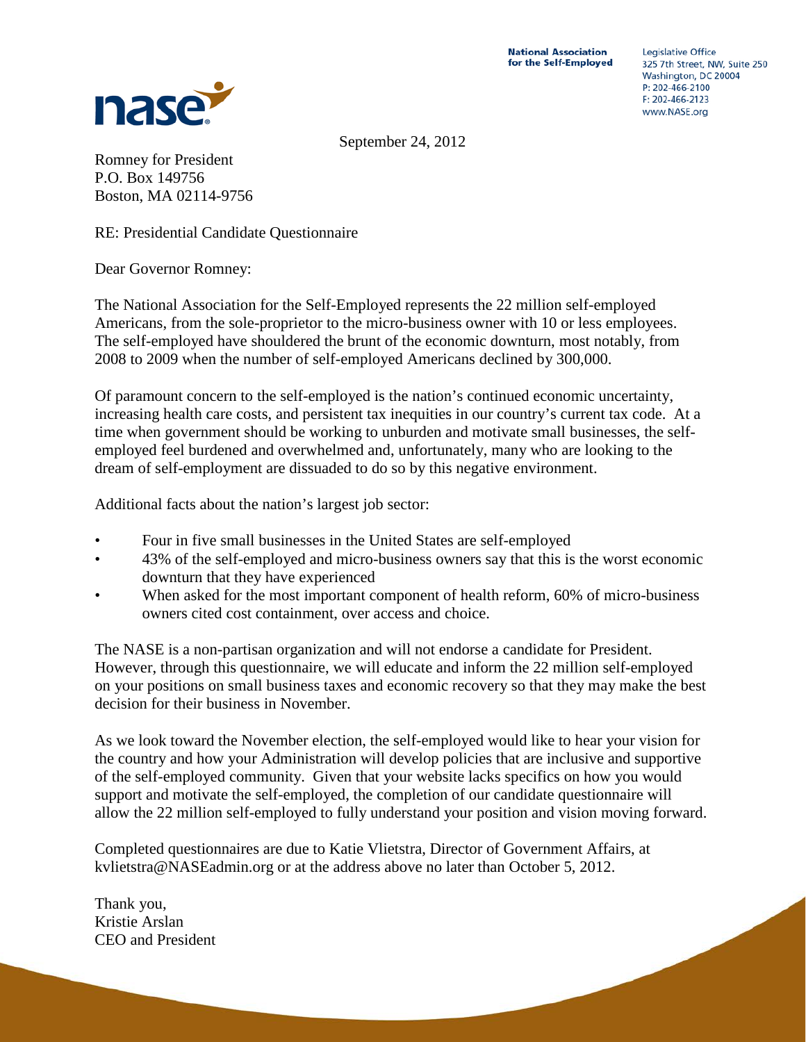**National Association for the Self-Employed**

Legislative Office
325 7th Street, NW, Suite 250
Washington, DC 20004
P: 202-466-2100
F: 202-466-2123
www.NASE.org

September 24, 2012

Romney for President
P.O. Box 149756
Boston, MA 02114-9756

RE: Presidential Candidate Questionnaire

Dear Governor Romney:

The National Association for the Self-Employed represents the 22 million self-employed Americans, from the sole-proprietor to the micro-business owner with 10 or less employees. The self-employed have shouldered the brunt of the economic downturn, most notably, from 2008 to 2009 when the number of self-employed Americans declined by 300,000.

Of paramount concern to the self-employed is the nation's continued economic uncertainty, increasing health care costs, and persistent tax inequities in our country's current tax code. At a time when government should be working to unburden and motivate small businesses, the self-employed feel burdened and overwhelmed and, unfortunately, many who are looking to the dream of self-employment are dissuaded to do so by this negative environment.

Additional facts about the nation's largest job sector:

- Four in five small businesses in the United States are self-employed
- 43% of the self-employed and micro-business owners say that this is the worst economic downturn that they have experienced
- When asked for the most important component of health reform, 60% of micro-business owners cited cost containment, over access and choice.

The NASE is a non-partisan organization and will not endorse a candidate for President. However, through this questionnaire, we will educate and inform the 22 million self-employed on your positions on small business taxes and economic recovery so that they may make the best decision for their business in November.

As we look toward the November election, the self-employed would like to hear your vision for the country and how your Administration will develop policies that are inclusive and supportive of the self-employed community. Given that your website lacks specifics on how you would support and motivate the self-employed, the completion of our candidate questionnaire will allow the 22 million self-employed to fully understand your position and vision moving forward.

Completed questionnaires are due to Katie Vlietstra, Director of Government Affairs, at kvlietstra@NASEadmin.org or at the address above no later than October 5, 2012.

Thank you,
Kristie Arslan
CEO and President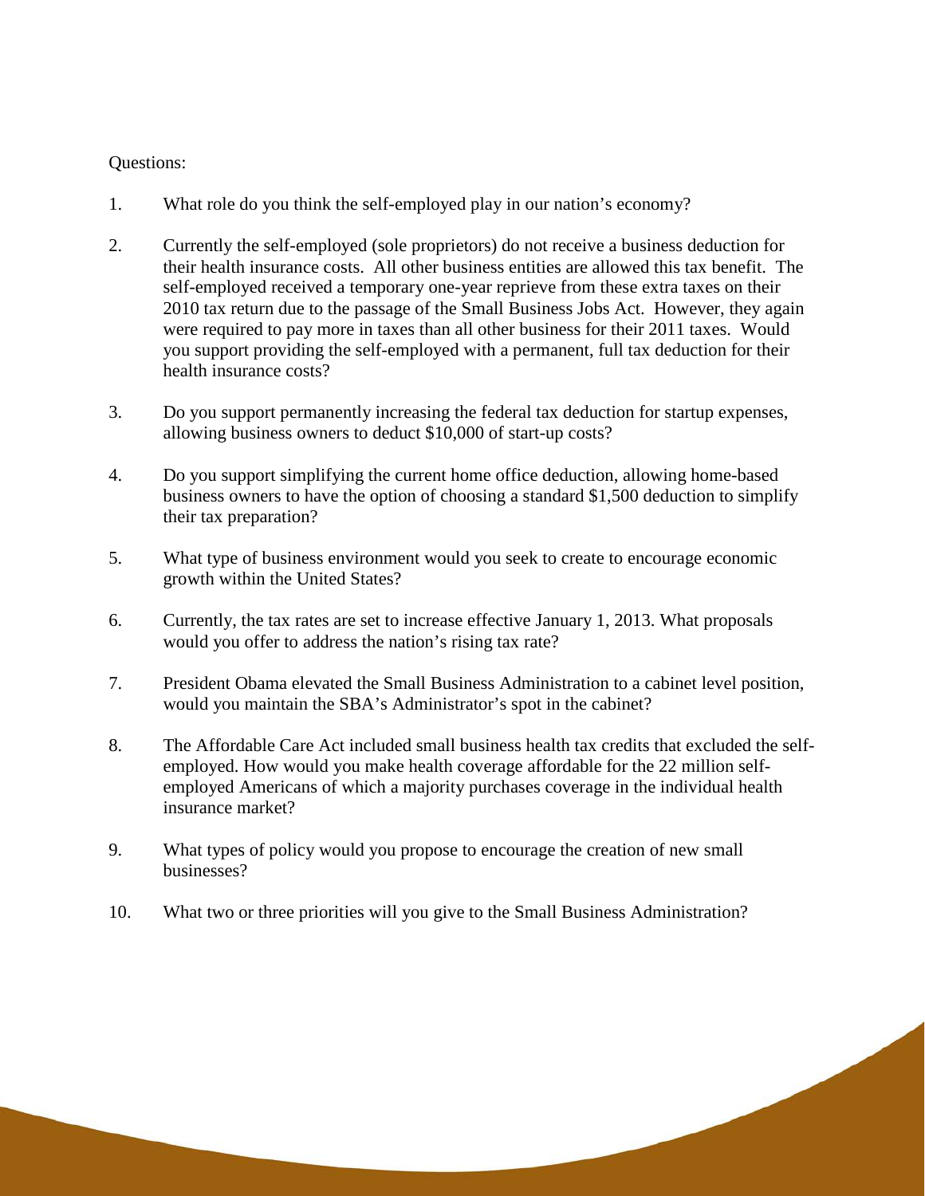Questions:

1. What role do you think the self-employed play in our nation's economy?

2. Currently the self-employed (sole proprietors) do not receive a business deduction for their health insurance costs. All other business entities are allowed this tax benefit. The self-employed received a temporary one-year reprieve from these extra taxes on their 2010 tax return due to the passage of the Small Business Jobs Act. However, they again were required to pay more in taxes than all other business for their 2011 taxes. Would you support providing the self-employed with a permanent, full tax deduction for their health insurance costs?

3. Do you support permanently increasing the federal tax deduction for startup expenses, allowing business owners to deduct $10,000 of start-up costs?

4. Do you support simplifying the current home office deduction, allowing home-based business owners to have the option of choosing a standard $1,500 deduction to simplify their tax preparation?

5. What type of business environment would you seek to create to encourage economic growth within the United States?

6. Currently, the tax rates are set to increase effective January 1, 2013. What proposals would you offer to address the nation's rising tax rate?

7. President Obama elevated the Small Business Administration to a cabinet level position, would you maintain the SBA's Administrator's spot in the cabinet?

8. The Affordable Care Act included small business health tax credits that excluded the self-employed. How would you make health coverage affordable for the 22 million self-employed Americans of which a majority purchases coverage in the individual health insurance market?

9. What types of policy would you propose to encourage the creation of new small businesses?

10. What two or three priorities will you give to the Small Business Administration?